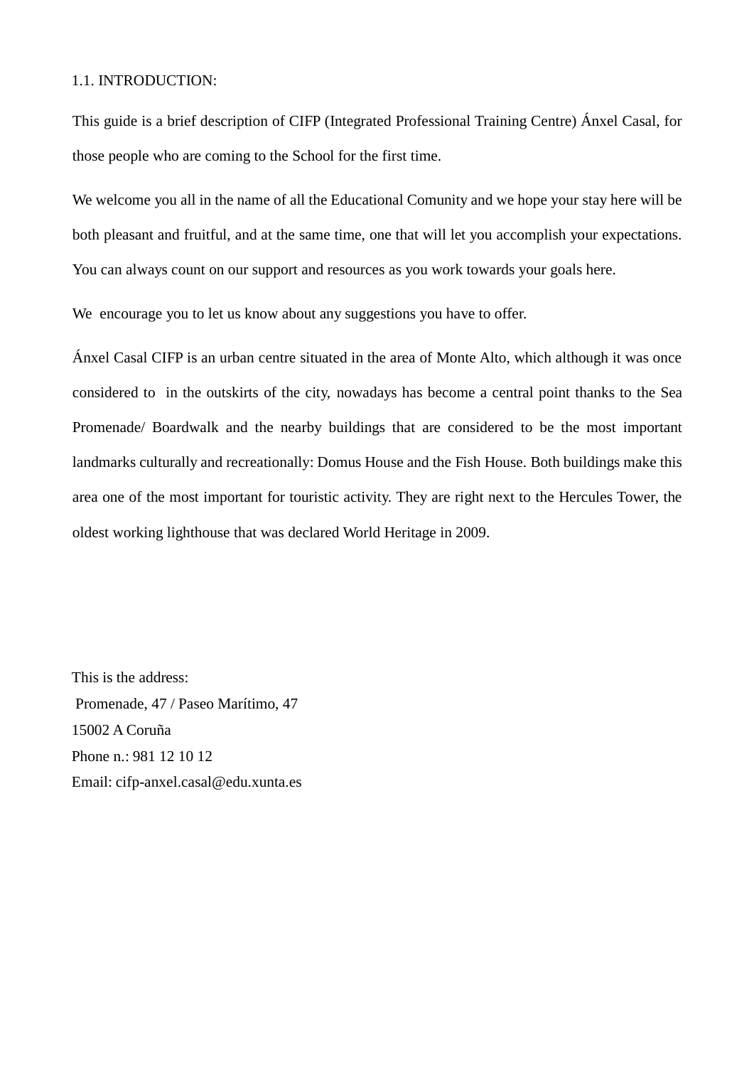## 1.1. INTRODUCTION:

This guide is a brief description of CIFP (Integrated Professional Training Centre) Ánxel Casal, for those people who are coming to the School for the first time.

We welcome you all in the name of all the Educational Comunity and we hope your stay here will be both pleasant and fruitful, and at the same time, one that will let you accomplish your expectations. You can always count on our support and resources as you work towards your goals here.

We encourage you to let us know about any suggestions you have to offer.

Ánxel Casal CIFP is an urban centre situated in the area of Monte Alto, which although it was once considered to in the outskirts of the city, nowadays has become a central point thanks to the Sea Promenade/ Boardwalk and the nearby buildings that are considered to be the most important landmarks culturally and recreationally: Domus House and the Fish House. Both buildings make this area one of the most important for touristic activity. They are right next to the Hercules Tower, the oldest working lighthouse that was declared World Heritage in 2009.

This is the address:  
Promenade, 47 / Paseo Marítimo, 47  
15002 A Coruña  
Phone n.: 981 12 10 12  
Email: cifp-anxel.casal@edu.xunta.es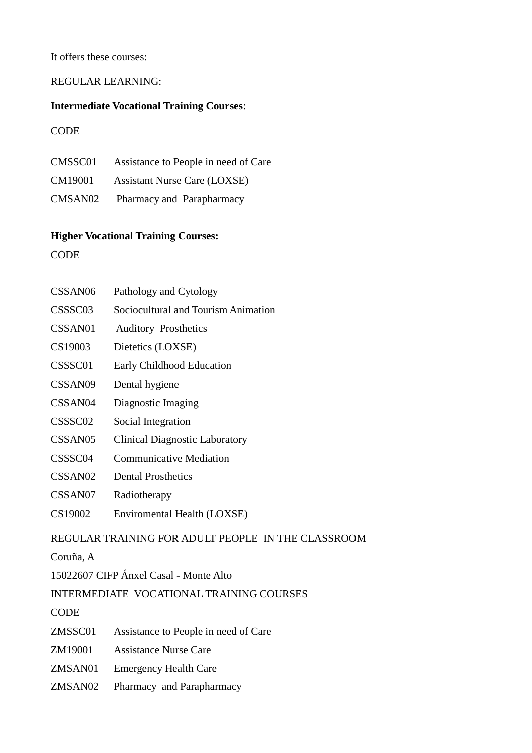It offers these courses:

REGULAR LEARNING:

**Intermediate Vocational Training Courses**:

CODE

| | |
|---|---|
| CMSSC01 | Assistance to People in need of Care |
| CM19001 | Assistant Nurse Care (LOXSE) |
| CMSAN02 | Pharmacy and Parapharmacy |

**Higher Vocational Training Courses:**

CODE

| | |
|---|---|
| CSSAN06 | Pathology and Cytology |
| CSSSC03 | Sociocultural and Tourism Animation |
| CSSAN01 | Auditory Prosthetics |
| CS19003 | Dietetics (LOXSE) |
| CSSSC01 | Early Childhood Education |
| CSSAN09 | Dental hygiene |
| CSSAN04 | Diagnostic Imaging |
| CSSSC02 | Social Integration |
| CSSAN05 | Clinical Diagnostic Laboratory |
| CSSSC04 | Communicative Mediation |
| CSSAN02 | Dental Prosthetics |
| CSSAN07 | Radiotherapy |
| CS19002 | Enviromental Health (LOXSE) |

REGULAR TRAINING FOR ADULT PEOPLE IN THE CLASSROOM

Coruña, A

15022607 CIFP Ánxel Casal - Monte Alto

INTERMEDIATE VOCATIONAL TRAINING COURSES

CODE

| | |
|---|---|
| ZMSSC01 | Assistance to People in need of Care |
| ZM19001 | Assistance Nurse Care |
| ZMSAN01 | Emergency Health Care |
| ZMSAN02 | Pharmacy and Parapharmacy |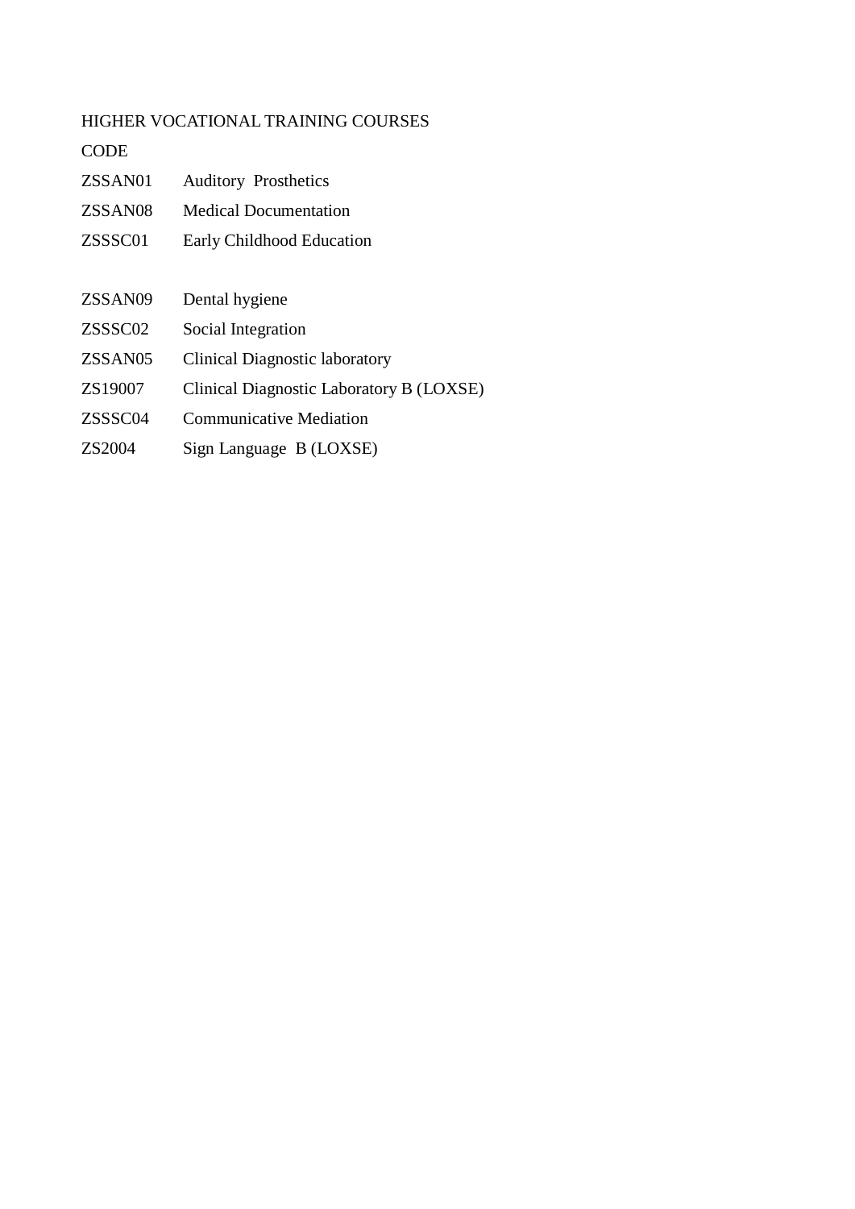HIGHER VOCATIONAL TRAINING COURSES

| CODE | |
|---|---|
| ZSSAN01 | Auditory Prosthetics |
| ZSSAN08 | Medical Documentation |
| ZSSSC01 | Early Childhood Education |
| | |
| ZSSAN09 | Dental hygiene |
| ZSSSC02 | Social Integration |
| ZSSAN05 | Clinical Diagnostic laboratory |
| ZS19007 | Clinical Diagnostic Laboratory B (LOXSE) |
| ZSSSC04 | Communicative Mediation |
| ZS2004 | Sign Language B (LOXSE) |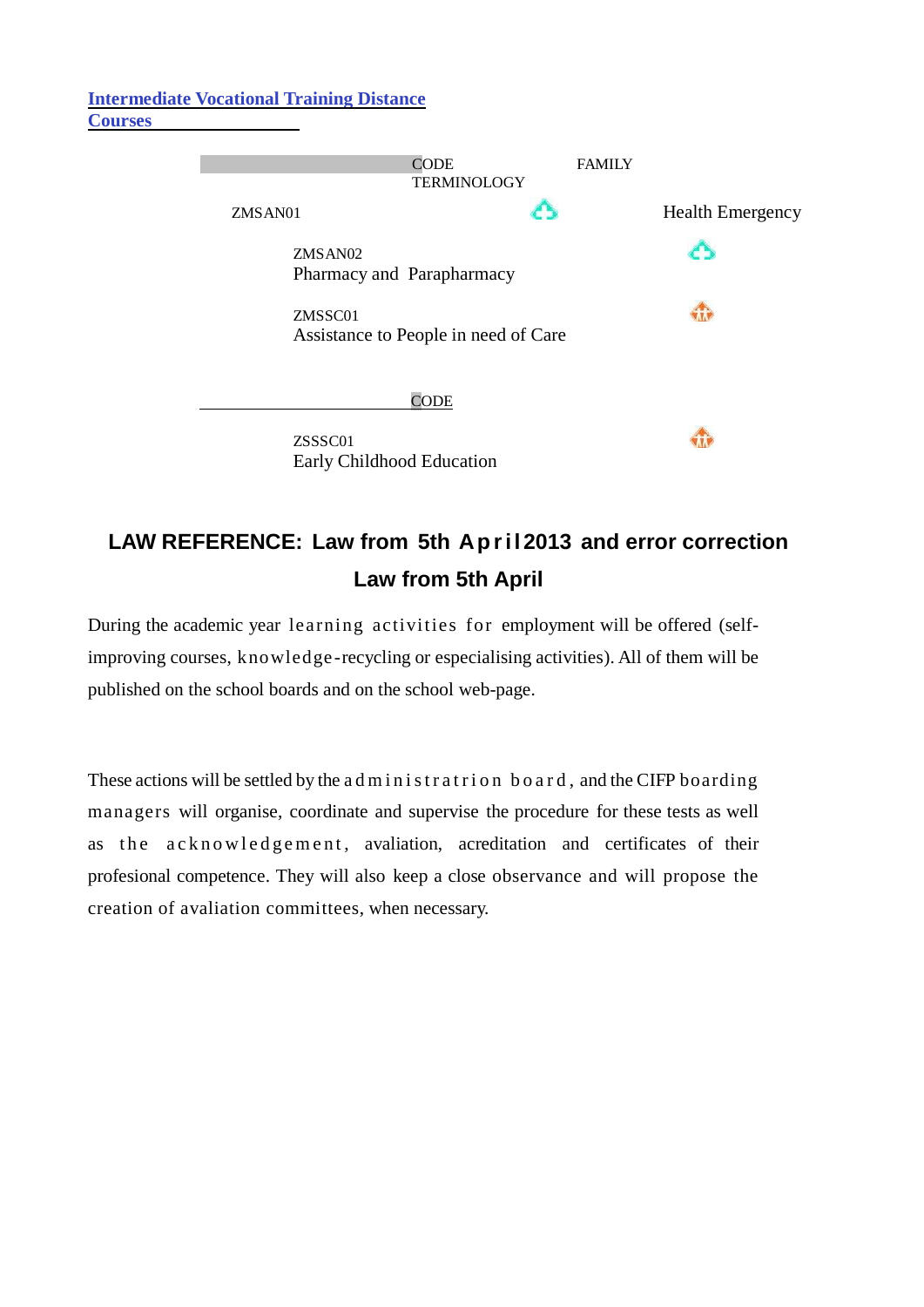**Intermediate Vocational Training Distance Courses**

| CODE | TERMINOLOGY | FAMILY |
|---|---|---|
| ZMSAN01 | Health Emergency | |
| ZMSAN02 | Pharmacy and Parapharmacy | |
| ZMSSC01 | Assistance to People in need of Care | |

| CODE | | |
|---|---|---|
| ZSSSC01 | Early Childhood Education | |

## LAW REFERENCE: Law from 5th April 2013 and error correction Law from 5th April

During the academic year learning activities for employment will be offered (self-improving courses, knowledge-recycling or especialising activities). All of them will be published on the school boards and on the school web-page.

These actions will be settled by the administration board, and the CIFP boarding managers will organise, coordinate and supervise the procedure for these tests as well as the acknowledgement, avaliation, acreditation and certificates of their profesional competence. They will also keep a close observance and will propose the creation of avaliation committees, when necessary.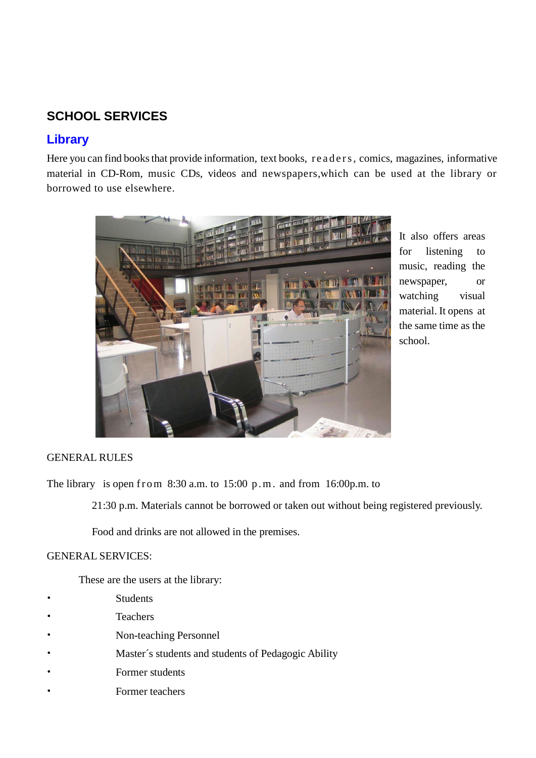## SCHOOL SERVICES

### Library

Here you can find books that provide information, text books, readers, comics, magazines, informative material in CD-Rom, music CDs, videos and newspapers,which can be used at the library or borrowed to use elsewhere.

It also offers areas for listening to music, reading the newspaper, or watching visual material. It opens at the same time as the school.

GENERAL RULES

The library is open from 8:30 a.m. to 15:00 p.m. and from 16:00p.m. to 21:30 p.m. Materials cannot be borrowed or taken out without being registered previously.

Food and drinks are not allowed in the premises.

GENERAL SERVICES:

These are the users at the library:

- Students
- Teachers
- Non-teaching Personnel
- Master´s students and students of Pedagogic Ability
- Former students
- Former teachers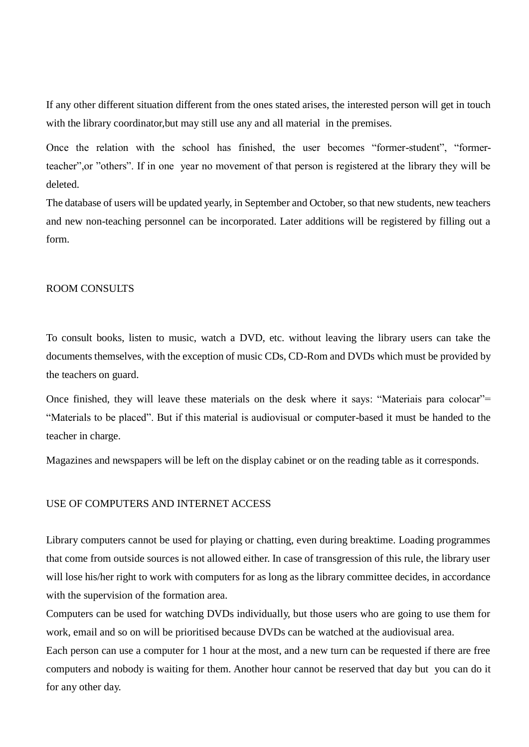If any other different situation different from the ones stated arises, the interested person will get in touch with the library coordinator,but may still use any and all material in the premises.

Once the relation with the school has finished, the user becomes “former-student”, “former-teacher”,or ”others”. If in one year no movement of that person is registered at the library they will be deleted.

The database of users will be updated yearly, in September and October, so that new students, new teachers and new non-teaching personnel can be incorporated. Later additions will be registered by filling out a form.

## ROOM CONSULTS

To consult books, listen to music, watch a DVD, etc. without leaving the library users can take the documents themselves, with the exception of music CDs, CD-Rom and DVDs which must be provided by the teachers on guard.

Once finished, they will leave these materials on the desk where it says: “Materiais para colocar”= “Materials to be placed”. But if this material is audiovisual or computer-based it must be handed to the teacher in charge.

Magazines and newspapers will be left on the display cabinet or on the reading table as it corresponds.

## USE OF COMPUTERS AND INTERNET ACCESS

Library computers cannot be used for playing or chatting, even during breaktime. Loading programmes that come from outside sources is not allowed either. In case of transgression of this rule, the library user will lose his/her right to work with computers for as long as the library committee decides, in accordance with the supervision of the formation area.

Computers can be used for watching DVDs individually, but those users who are going to use them for work, email and so on will be prioritised because DVDs can be watched at the audiovisual area.

Each person can use a computer for 1 hour at the most, and a new turn can be requested if there are free computers and nobody is waiting for them. Another hour cannot be reserved that day but you can do it for any other day.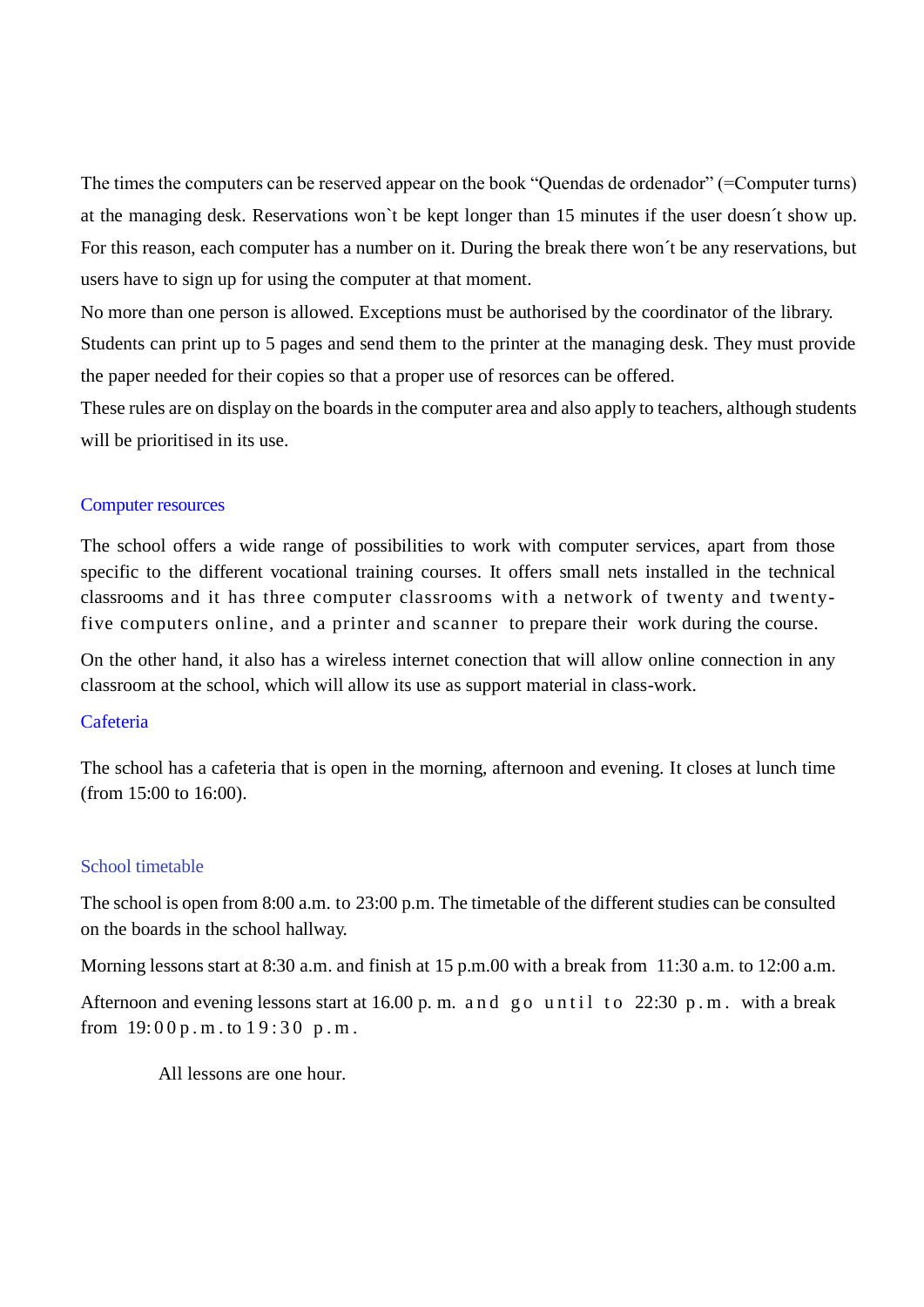The times the computers can be reserved appear on the book "Quendas de ordenador" (=Computer turns) at the managing desk. Reservations won`t be kept longer than 15 minutes if the user doesn´t show up. For this reason, each computer has a number on it. During the break there won´t be any reservations, but users have to sign up for using the computer at that moment.

No more than one person is allowed. Exceptions must be authorised by the coordinator of the library.

Students can print up to 5 pages and send them to the printer at the managing desk. They must provide the paper needed for their copies so that a proper use of resorces can be offered.

These rules are on display on the boards in the computer area and also apply to teachers, although students will be prioritised in its use.

## Computer resources

The school offers a wide range of possibilities to work with computer services, apart from those specific to the different vocational training courses. It offers small nets installed in the technical classrooms and it has three computer classrooms with a network of twenty and twenty-five computers online, and a printer and scanner to prepare their work during the course.

On the other hand, it also has a wireless internet conection that will allow online connection in any classroom at the school, which will allow its use as support material in class-work.

## Cafeteria

The school has a cafeteria that is open in the morning, afternoon and evening. It closes at lunch time (from 15:00 to 16:00).

## School timetable

The school is open from 8:00 a.m. to 23:00 p.m. The timetable of the different studies can be consulted on the boards in the school hallway.

Morning lessons start at 8:30 a.m. and finish at 15 p.m.00 with a break from 11:30 a.m. to 12:00 a.m.

Afternoon and evening lessons start at 16.00 p. m. and go until to 22:30 p.m. with a break from 19:00 p.m. to 19:30 p.m.

All lessons are one hour.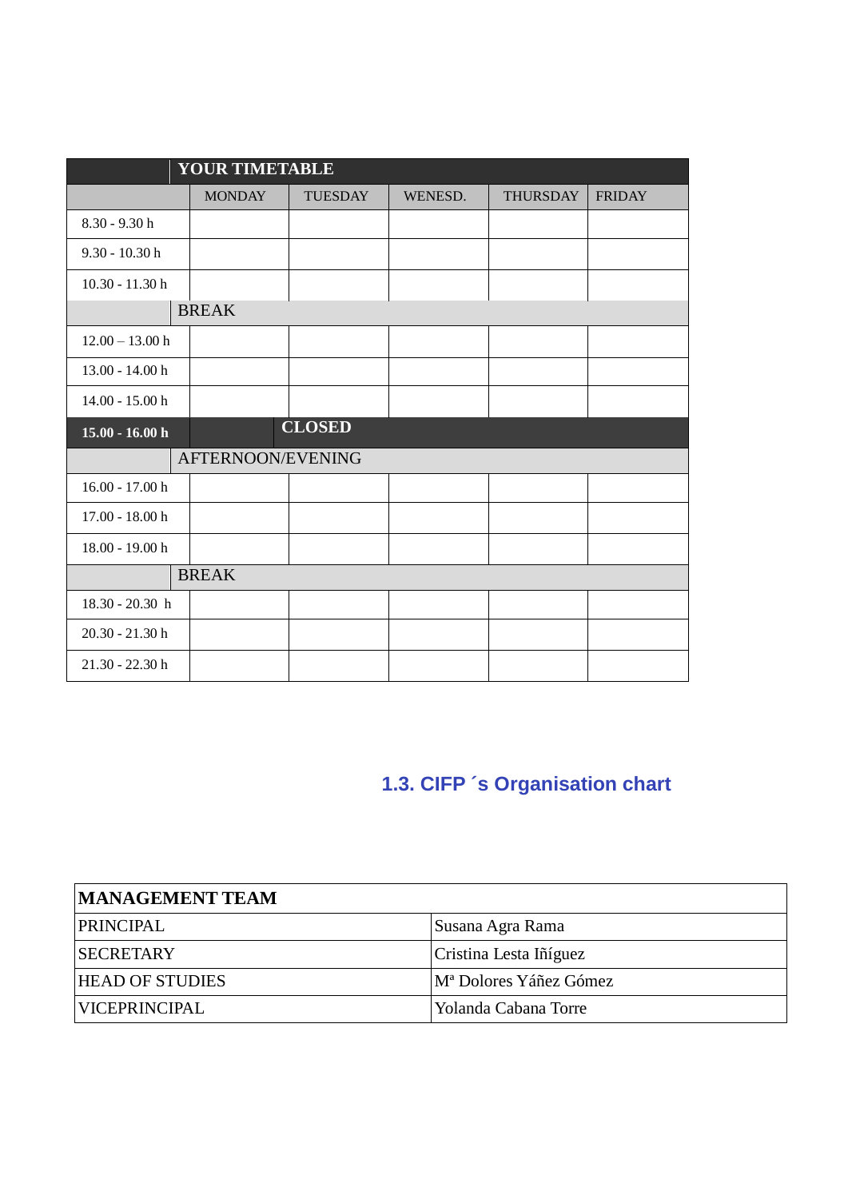| | YOUR TIMETABLE | | | | |
|---|---|---|---|---|---|
| | MONDAY | TUESDAY | WENESD. | THURSDAY | FRIDAY |
| 8.30 - 9.30 h | | | | | |
| 9.30 - 10.30 h | | | | | |
| 10.30 - 11.30 h | | | | | |
| | BREAK | | | | |
| 12.00 – 13.00 h | | | | | |
| 13.00 - 14.00 h | | | | | |
| 14.00 - 15.00 h | | | | | |
| **15.00 - 16.00 h** | | **CLOSED** | | | |
| | AFTERNOON/EVENING | | | | |
| 16.00 - 17.00 h | | | | | |
| 17.00 - 18.00 h | | | | | |
| 18.00 - 19.00 h | | | | | |
| | BREAK | | | | |
| 18.30 - 20.30 h | | | | | |
| 20.30 - 21.30 h | | | | | |
| 21.30 - 22.30 h | | | | | |

## 1.3. CIFP ´s Organisation chart

| MANAGEMENT TEAM | |
|---|---|
| PRINCIPAL | Susana Agra Rama |
| SECRETARY | Cristina Lesta Iñíguez |
| HEAD OF STUDIES | Mª Dolores Yáñez Gómez |
| VICEPRINCIPAL | Yolanda Cabana Torre |